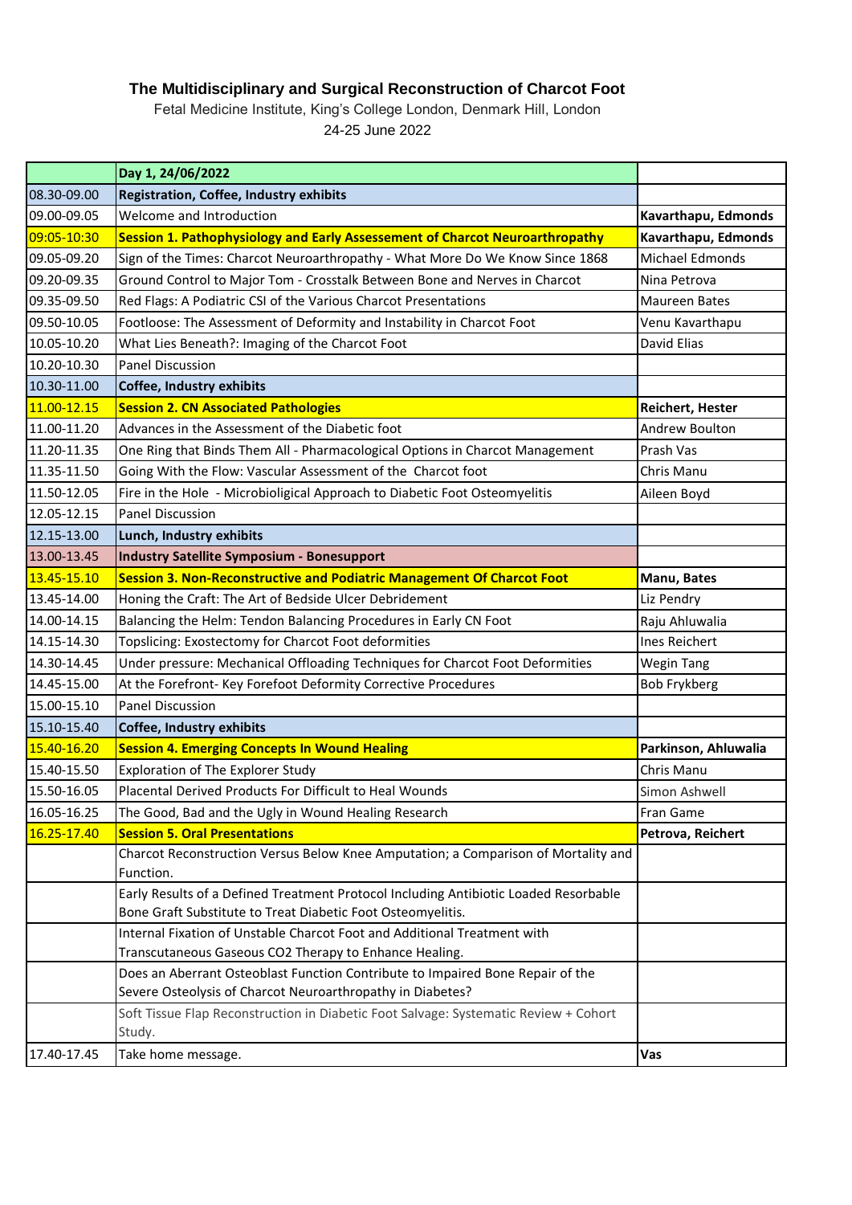# The Multidisciplinary and Surgical Reconstruction of Charcot Foot

Fetal Medicine Institute, King's College London, Denmark Hill, London

24-25 June 2022

| | **Day 1, 24/06/2022** | |
|---|---|---|
| 08.30-09.00 | **Registration, Coffee, Industry exhibits** | |
| 09.00-09.05 | Welcome and Introduction | **Kavarthapu, Edmonds** |
| 09:05-10:30 | **Session 1. Pathophysiology and Early Assessement of Charcot Neuroarthropathy** | **Kavarthapu, Edmonds** |
| 09.05-09.20 | Sign of the Times: Charcot Neuroarthropathy - What More Do We Know Since 1868 | Michael Edmonds |
| 09.20-09.35 | Ground Control to Major Tom - Crosstalk Between Bone and Nerves in Charcot | Nina Petrova |
| 09.35-09.50 | Red Flags: A Podiatric CSI of the Various Charcot Presentations | Maureen Bates |
| 09.50-10.05 | Footloose: The Assessment of Deformity and Instability in Charcot Foot | Venu Kavarthapu |
| 10.05-10.20 | What Lies Beneath?: Imaging of the Charcot Foot | David Elias |
| 10.20-10.30 | Panel Discussion | |
| 10.30-11.00 | **Coffee, Industry exhibits** | |
| 11.00-12.15 | **Session 2. CN Associated Pathologies** | **Reichert, Hester** |
| 11.00-11.20 | Advances in the Assessment of the Diabetic foot | Andrew Boulton |
| 11.20-11.35 | One Ring that Binds Them All - Pharmacological Options in Charcot Management | Prash Vas |
| 11.35-11.50 | Going With the Flow: Vascular Assessment of the Charcot foot | Chris Manu |
| 11.50-12.05 | Fire in the Hole - Microbioligical Approach to Diabetic Foot Osteomyelitis | Aileen Boyd |
| 12.05-12.15 | Panel Discussion | |
| 12.15-13.00 | **Lunch, Industry exhibits** | |
| 13.00-13.45 | **Industry Satellite Symposium - Bonesupport** | |
| 13.45-15.10 | **Session 3. Non-Reconstructive and Podiatric Management Of Charcot Foot** | **Manu, Bates** |
| 13.45-14.00 | Honing the Craft: The Art of Bedside Ulcer Debridement | Liz Pendry |
| 14.00-14.15 | Balancing the Helm: Tendon Balancing Procedures in Early CN Foot | Raju Ahluwalia |
| 14.15-14.30 | Topslicing: Exostectomy for Charcot Foot deformities | Ines Reichert |
| 14.30-14.45 | Under pressure: Mechanical Offloading Techniques for Charcot Foot Deformities | Wegin Tang |
| 14.45-15.00 | At the Forefront- Key Forefoot Deformity Corrective Procedures | Bob Frykberg |
| 15.00-15.10 | Panel Discussion | |
| 15.10-15.40 | **Coffee, Industry exhibits** | |
| 15.40-16.20 | **Session 4. Emerging Concepts In Wound Healing** | **Parkinson, Ahluwalia** |
| 15.40-15.50 | Exploration of The Explorer Study | Chris Manu |
| 15.50-16.05 | Placental Derived Products For Difficult to Heal Wounds | Simon Ashwell |
| 16.05-16.25 | The Good, Bad and the Ugly in Wound Healing Research | Fran Game |
| 16.25-17.40 | **Session 5. Oral Presentations** | **Petrova, Reichert** |
| | Charcot Reconstruction Versus Below Knee Amputation; a Comparison of Mortality and Function. | |
| | Early Results of a Defined Treatment Protocol Including Antibiotic Loaded Resorbable Bone Graft Substitute to Treat Diabetic Foot Osteomyelitis. | |
| | Internal Fixation of Unstable Charcot Foot and Additional Treatment with Transcutaneous Gaseous CO2 Therapy to Enhance Healing. | |
| | Does an Aberrant Osteoblast Function Contribute to Impaired Bone Repair of the Severe Osteolysis of Charcot Neuroarthropathy in Diabetes? | |
| | Soft Tissue Flap Reconstruction in Diabetic Foot Salvage: Systematic Review + Cohort Study. | |
| 17.40-17.45 | Take home message. | **Vas** |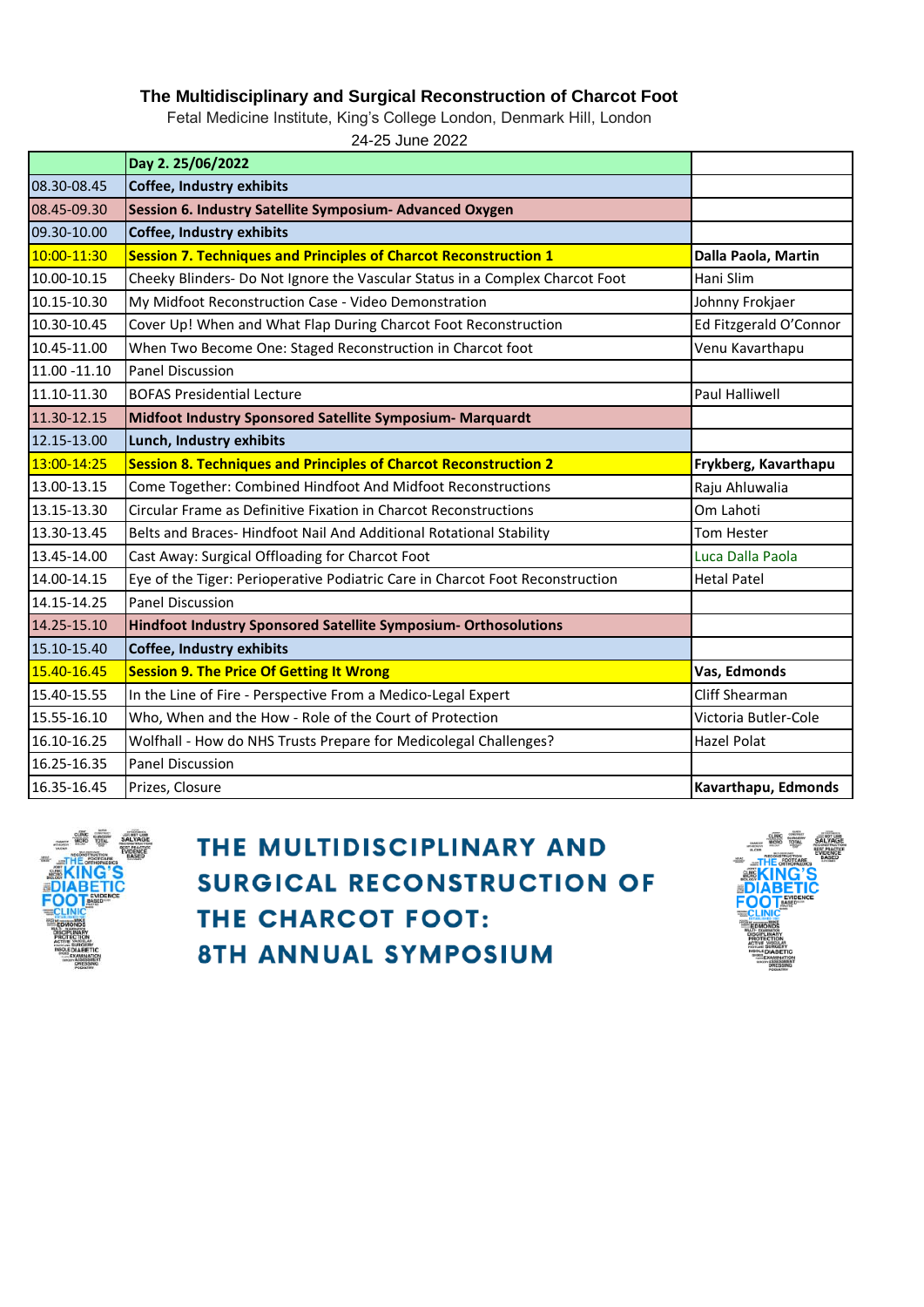**The Multidisciplinary and Surgical Reconstruction of Charcot Foot**

Fetal Medicine Institute, King's College London, Denmark Hill, London

24-25 June 2022

| | **Day 2. 25/06/2022** | |
|---|---|---|
| 08.30-08.45 | **Coffee, Industry exhibits** | |
| 08.45-09.30 | **Session 6. Industry Satellite Symposium- Advanced Oxygen** | |
| 09.30-10.00 | **Coffee, Industry exhibits** | |
| 10:00-11:30 | **Session 7. Techniques and Principles of Charcot Reconstruction 1** | **Dalla Paola, Martin** |
| 10.00-10.15 | Cheeky Blinders- Do Not Ignore the Vascular Status in a Complex Charcot Foot | Hani Slim |
| 10.15-10.30 | My Midfoot Reconstruction Case - Video Demonstration | Johnny Frokjaer |
| 10.30-10.45 | Cover Up! When and What Flap During Charcot Foot Reconstruction | Ed Fitzgerald O'Connor |
| 10.45-11.00 | When Two Become One: Staged Reconstruction in Charcot foot | Venu Kavarthapu |
| 11.00 -11.10 | Panel Discussion | |
| 11.10-11.30 | BOFAS Presidential Lecture | Paul Halliwell |
| 11.30-12.15 | **Midfoot Industry Sponsored Satellite Symposium- Marquardt** | |
| 12.15-13.00 | **Lunch, Industry exhibits** | |
| 13:00-14:25 | **Session 8. Techniques and Principles of Charcot Reconstruction 2** | **Frykberg, Kavarthapu** |
| 13.00-13.15 | Come Together: Combined Hindfoot And Midfoot Reconstructions | Raju Ahluwalia |
| 13.15-13.30 | Circular Frame as Definitive Fixation in Charcot Reconstructions | Om Lahoti |
| 13.30-13.45 | Belts and Braces- Hindfoot Nail And Additional Rotational Stability | Tom Hester |
| 13.45-14.00 | Cast Away: Surgical Offloading for Charcot Foot | Luca Dalla Paola |
| 14.00-14.15 | Eye of the Tiger: Perioperative Podiatric Care in Charcot Foot Reconstruction | Hetal Patel |
| 14.15-14.25 | Panel Discussion | |
| 14.25-15.10 | **Hindfoot Industry Sponsored Satellite Symposium- Orthosolutions** | |
| 15.10-15.40 | **Coffee, Industry exhibits** | |
| 15.40-16.45 | **Session 9. The Price Of Getting It Wrong** | **Vas, Edmonds** |
| 15.40-15.55 | In the Line of Fire - Perspective From a Medico-Legal Expert | Cliff Shearman |
| 15.55-16.10 | Who, When and the How - Role of the Court of Protection | Victoria Butler-Cole |
| 16.10-16.25 | Wolfhall - How do NHS Trusts Prepare for Medicolegal Challenges? | Hazel Polat |
| 16.25-16.35 | Panel Discussion | |
| 16.35-16.45 | Prizes, Closure | **Kavarthapu, Edmonds** |

**THE MULTIDISCIPLINARY AND SURGICAL RECONSTRUCTION OF THE CHARCOT FOOT: 8TH ANNUAL SYMPOSIUM**